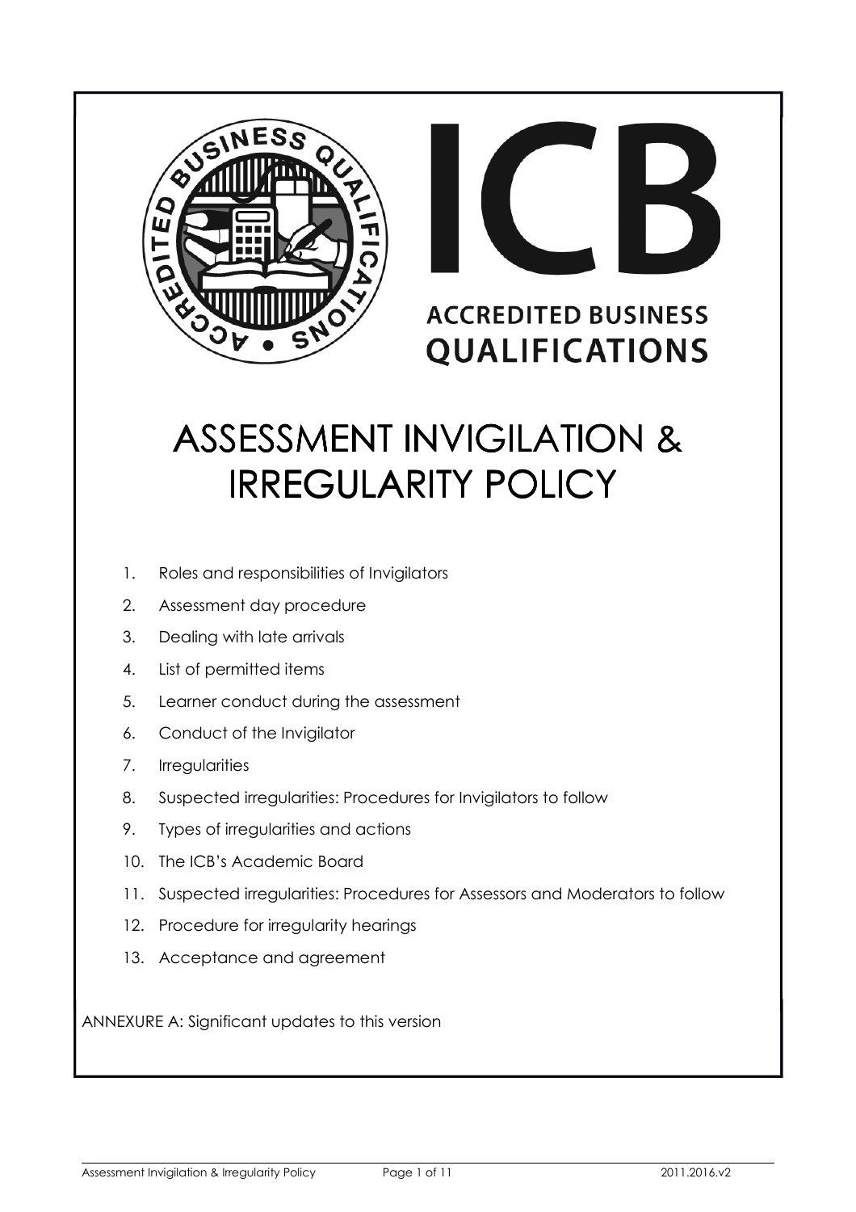ICB

ACCREDITED BUSINESS QUALIFICATIONS

# ASSESSMENT INVIGILATION & IRREGULARITY POLICY

1. Roles and responsibilities of Invigilators
2. Assessment day procedure
3. Dealing with late arrivals
4. List of permitted items
5. Learner conduct during the assessment
6. Conduct of the Invigilator
7. Irregularities
8. Suspected irregularities: Procedures for Invigilators to follow
9. Types of irregularities and actions
10. The ICB's Academic Board
11. Suspected irregularities: Procedures for Assessors and Moderators to follow
12. Procedure for irregularity hearings
13. Acceptance and agreement

ANNEXURE A: Significant updates to this version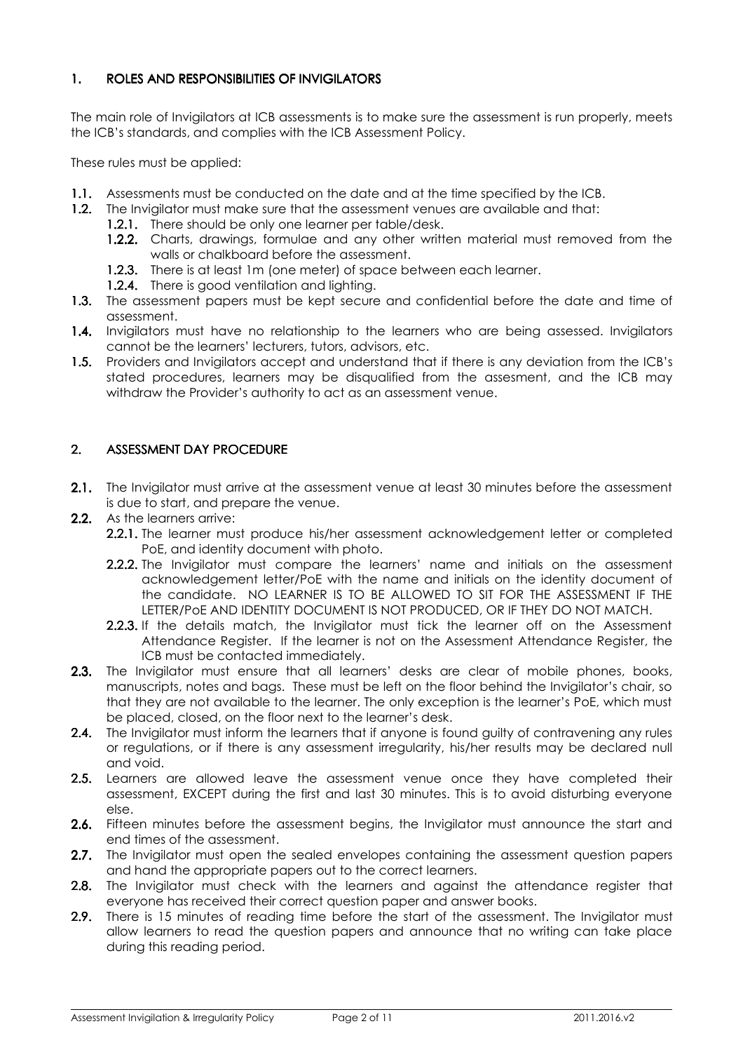## 1. ROLES AND RESPONSIBILITIES OF INVIGILATORS

The main role of Invigilators at ICB assessments is to make sure the assessment is run properly, meets the ICB's standards, and complies with the ICB Assessment Policy.

These rules must be applied:

- **1.1.** Assessments must be conducted on the date and at the time specified by the ICB.
- **1.2.** The Invigilator must make sure that the assessment venues are available and that:
  - **1.2.1.** There should be only one learner per table/desk.
  - **1.2.2.** Charts, drawings, formulae and any other written material must removed from the walls or chalkboard before the assessment.
  - **1.2.3.** There is at least 1m (one meter) of space between each learner.
  - **1.2.4.** There is good ventilation and lighting.
- **1.3.** The assessment papers must be kept secure and confidential before the date and time of assessment.
- **1.4.** Invigilators must have no relationship to the learners who are being assessed. Invigilators cannot be the learners' lecturers, tutors, advisors, etc.
- **1.5.** Providers and Invigilators accept and understand that if there is any deviation from the ICB's stated procedures, learners may be disqualified from the assesment, and the ICB may withdraw the Provider's authority to act as an assessment venue.

## 2. ASSESSMENT DAY PROCEDURE

- **2.1.** The Invigilator must arrive at the assessment venue at least 30 minutes before the assessment is due to start, and prepare the venue.
- **2.2.** As the learners arrive:
  - **2.2.1.** The learner must produce his/her assessment acknowledgement letter or completed PoE, and identity document with photo.
  - **2.2.2.** The Invigilator must compare the learners' name and initials on the assessment acknowledgement letter/PoE with the name and initials on the identity document of the candidate. NO LEARNER IS TO BE ALLOWED TO SIT FOR THE ASSESSMENT IF THE LETTER/PoE AND IDENTITY DOCUMENT IS NOT PRODUCED, OR IF THEY DO NOT MATCH.
  - **2.2.3.** If the details match, the Invigilator must tick the learner off on the Assessment Attendance Register. If the learner is not on the Assessment Attendance Register, the ICB must be contacted immediately.
- **2.3.** The Invigilator must ensure that all learners' desks are clear of mobile phones, books, manuscripts, notes and bags. These must be left on the floor behind the Invigilator's chair, so that they are not available to the learner. The only exception is the learner's PoE, which must be placed, closed, on the floor next to the learner's desk.
- **2.4.** The Invigilator must inform the learners that if anyone is found guilty of contravening any rules or regulations, or if there is any assessment irregularity, his/her results may be declared null and void.
- **2.5.** Learners are allowed leave the assessment venue once they have completed their assessment, EXCEPT during the first and last 30 minutes. This is to avoid disturbing everyone else.
- **2.6.** Fifteen minutes before the assessment begins, the Invigilator must announce the start and end times of the assessment.
- **2.7.** The Invigilator must open the sealed envelopes containing the assessment question papers and hand the appropriate papers out to the correct learners.
- **2.8.** The Invigilator must check with the learners and against the attendance register that everyone has received their correct question paper and answer books.
- **2.9.** There is 15 minutes of reading time before the start of the assessment. The Invigilator must allow learners to read the question papers and announce that no writing can take place during this reading period.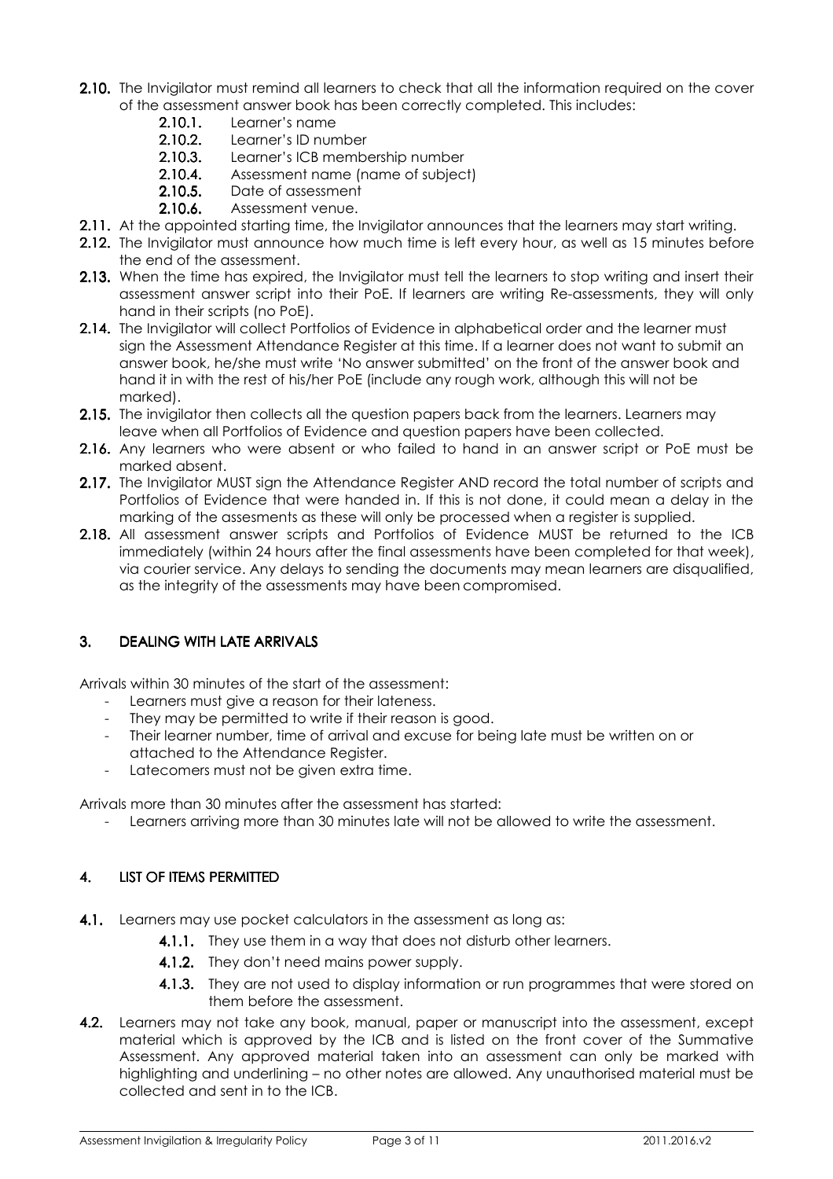**2.10.** The Invigilator must remind all learners to check that all the information required on the cover of the assessment answer book has been correctly completed. This includes:

- **2.10.1.** Learner's name
- **2.10.2.** Learner's ID number
- **2.10.3.** Learner's ICB membership number
- **2.10.4.** Assessment name (name of subject)
- **2.10.5.** Date of assessment
- **2.10.6.** Assessment venue.

**2.11.** At the appointed starting time, the Invigilator announces that the learners may start writing.

**2.12.** The Invigilator must announce how much time is left every hour, as well as 15 minutes before the end of the assessment.

**2.13.** When the time has expired, the Invigilator must tell the learners to stop writing and insert their assessment answer script into their PoE. If learners are writing Re-assessments, they will only hand in their scripts (no PoE).

**2.14.** The Invigilator will collect Portfolios of Evidence in alphabetical order and the learner must sign the Assessment Attendance Register at this time. If a learner does not want to submit an answer book, he/she must write 'No answer submitted' on the front of the answer book and hand it in with the rest of his/her PoE (include any rough work, although this will not be marked).

**2.15.** The invigilator then collects all the question papers back from the learners. Learners may leave when all Portfolios of Evidence and question papers have been collected.

**2.16.** Any learners who were absent or who failed to hand in an answer script or PoE must be marked absent.

**2.17.** The Invigilator MUST sign the Attendance Register AND record the total number of scripts and Portfolios of Evidence that were handed in. If this is not done, it could mean a delay in the marking of the assesments as these will only be processed when a register is supplied.

**2.18.** All assessment answer scripts and Portfolios of Evidence MUST be returned to the ICB immediately (within 24 hours after the final assessments have been completed for that week), via courier service. Any delays to sending the documents may mean learners are disqualified, as the integrity of the assessments may have been compromised.

## 3. DEALING WITH LATE ARRIVALS

Arrivals within 30 minutes of the start of the assessment:

- Learners must give a reason for their lateness.
- They may be permitted to write if their reason is good.
- Their learner number, time of arrival and excuse for being late must be written on or attached to the Attendance Register.
- Latecomers must not be given extra time.

Arrivals more than 30 minutes after the assessment has started:

- Learners arriving more than 30 minutes late will not be allowed to write the assessment.

## 4. LIST OF ITEMS PERMITTED

**4.1.** Learners may use pocket calculators in the assessment as long as:

- **4.1.1.** They use them in a way that does not disturb other learners.
- **4.1.2.** They don't need mains power supply.
- **4.1.3.** They are not used to display information or run programmes that were stored on them before the assessment.

**4.2.** Learners may not take any book, manual, paper or manuscript into the assessment, except material which is approved by the ICB and is listed on the front cover of the Summative Assessment. Any approved material taken into an assessment can only be marked with highlighting and underlining – no other notes are allowed. Any unauthorised material must be collected and sent in to the ICB.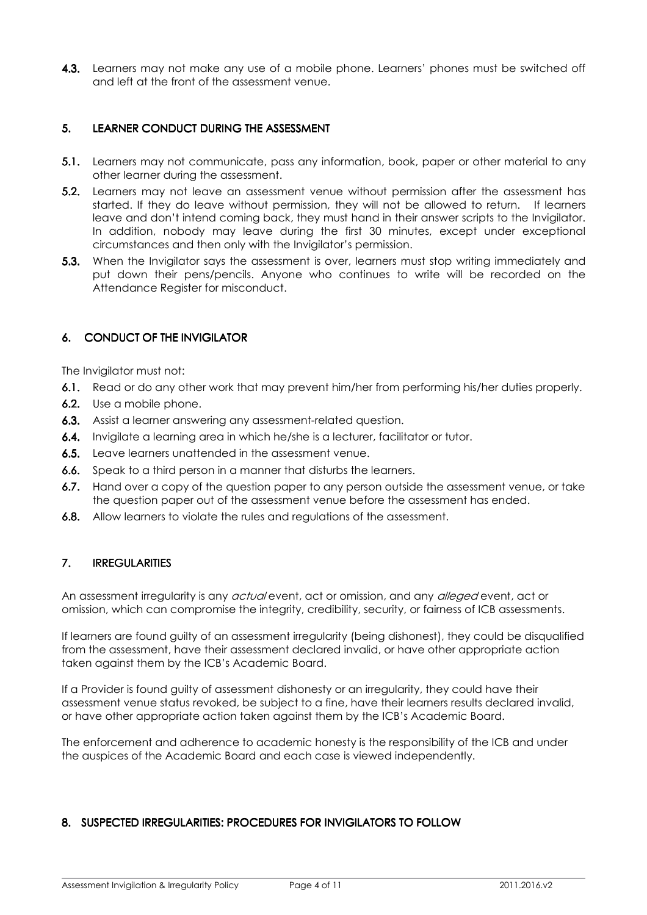**4.3.** Learners may not make any use of a mobile phone. Learners' phones must be switched off and left at the front of the assessment venue.

## 5. LEARNER CONDUCT DURING THE ASSESSMENT

**5.1.** Learners may not communicate, pass any information, book, paper or other material to any other learner during the assessment.

**5.2.** Learners may not leave an assessment venue without permission after the assessment has started. If they do leave without permission, they will not be allowed to return. If learners leave and don't intend coming back, they must hand in their answer scripts to the Invigilator. In addition, nobody may leave during the first 30 minutes, except under exceptional circumstances and then only with the Invigilator's permission.

**5.3.** When the Invigilator says the assessment is over, learners must stop writing immediately and put down their pens/pencils. Anyone who continues to write will be recorded on the Attendance Register for misconduct.

## 6. CONDUCT OF THE INVIGILATOR

The Invigilator must not:

**6.1.** Read or do any other work that may prevent him/her from performing his/her duties properly.

**6.2.** Use a mobile phone.

**6.3.** Assist a learner answering any assessment-related question.

**6.4.** Invigilate a learning area in which he/she is a lecturer, facilitator or tutor.

**6.5.** Leave learners unattended in the assessment venue.

**6.6.** Speak to a third person in a manner that disturbs the learners.

**6.7.** Hand over a copy of the question paper to any person outside the assessment venue, or take the question paper out of the assessment venue before the assessment has ended.

**6.8.** Allow learners to violate the rules and regulations of the assessment.

## 7. IRREGULARITIES

An assessment irregularity is any *actual* event, act or omission, and any *alleged* event, act or omission, which can compromise the integrity, credibility, security, or fairness of ICB assessments.

If learners are found guilty of an assessment irregularity (being dishonest), they could be disqualified from the assessment, have their assessment declared invalid, or have other appropriate action taken against them by the ICB's Academic Board.

If a Provider is found guilty of assessment dishonesty or an irregularity, they could have their assessment venue status revoked, be subject to a fine, have their learners results declared invalid, or have other appropriate action taken against them by the ICB's Academic Board.

The enforcement and adherence to academic honesty is the responsibility of the ICB and under the auspices of the Academic Board and each case is viewed independently.

## 8. SUSPECTED IRREGULARITIES: PROCEDURES FOR INVIGILATORS TO FOLLOW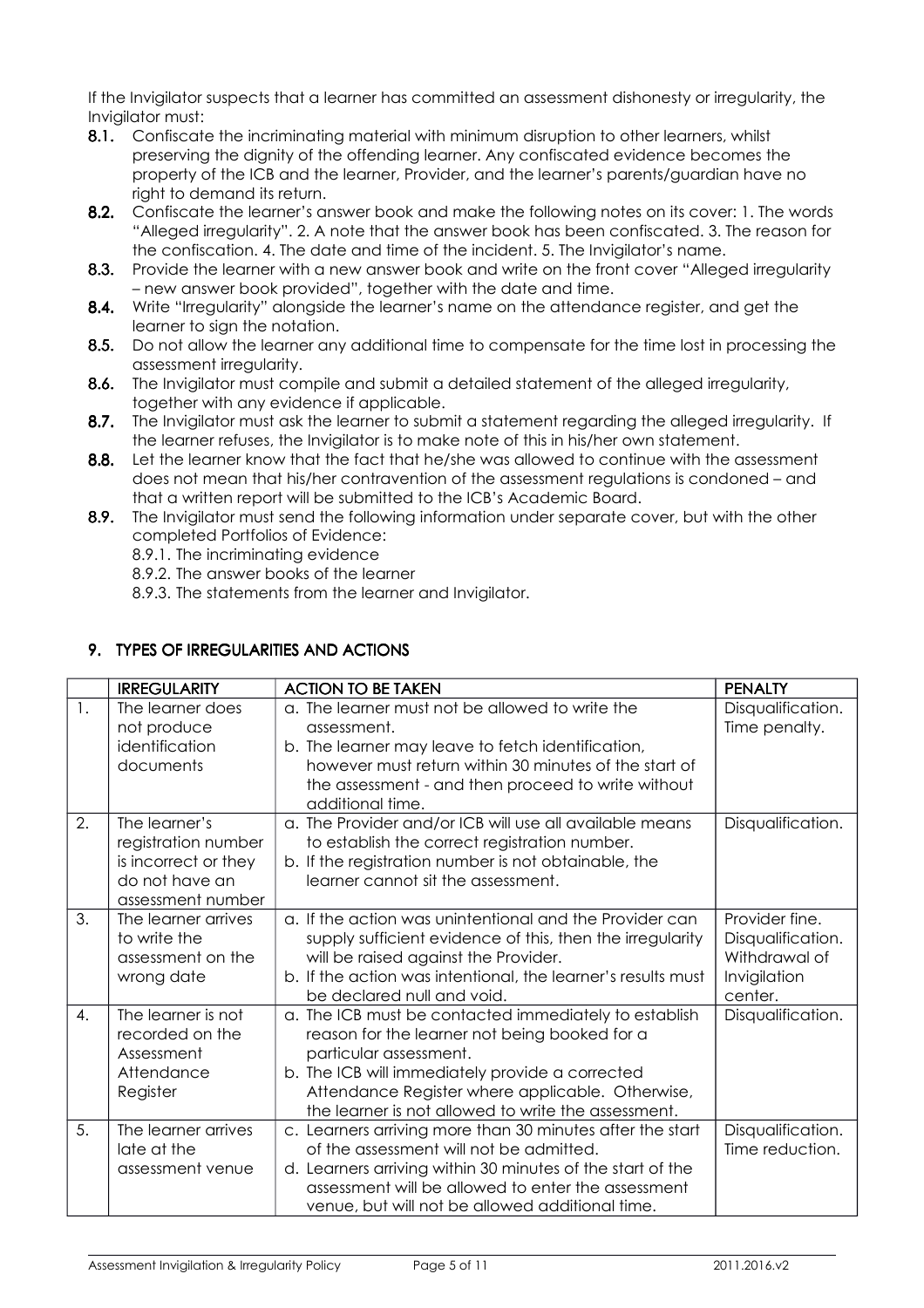If the Invigilator suspects that a learner has committed an assessment dishonesty or irregularity, the Invigilator must:

**8.1.** Confiscate the incriminating material with minimum disruption to other learners, whilst preserving the dignity of the offending learner. Any confiscated evidence becomes the property of the ICB and the learner, Provider, and the learner's parents/guardian have no right to demand its return.

**8.2.** Confiscate the learner's answer book and make the following notes on its cover: 1. The words "Alleged irregularity". 2. A note that the answer book has been confiscated. 3. The reason for the confiscation. 4. The date and time of the incident. 5. The Invigilator's name.

**8.3.** Provide the learner with a new answer book and write on the front cover "Alleged irregularity – new answer book provided", together with the date and time.

**8.4.** Write "Irregularity" alongside the learner's name on the attendance register, and get the learner to sign the notation.

**8.5.** Do not allow the learner any additional time to compensate for the time lost in processing the assessment irregularity.

**8.6.** The Invigilator must compile and submit a detailed statement of the alleged irregularity, together with any evidence if applicable.

**8.7.** The Invigilator must ask the learner to submit a statement regarding the alleged irregularity. If the learner refuses, the Invigilator is to make note of this in his/her own statement.

**8.8.** Let the learner know that the fact that he/she was allowed to continue with the assessment does not mean that his/her contravention of the assessment regulations is condoned – and that a written report will be submitted to the ICB's Academic Board.

**8.9.** The Invigilator must send the following information under separate cover, but with the other completed Portfolios of Evidence:

8.9.1. The incriminating evidence

8.9.2. The answer books of the learner

8.9.3. The statements from the learner and Invigilator.

## 9. TYPES OF IRREGULARITIES AND ACTIONS

| | IRREGULARITY | ACTION TO BE TAKEN | PENALTY |
|---|---|---|---|
| 1. | The learner does not produce identification documents | a. The learner must not be allowed to write the assessment.<br>b. The learner may leave to fetch identification, however must return within 30 minutes of the start of the assessment - and then proceed to write without additional time. | Disqualification.<br>Time penalty. |
| 2. | The learner's registration number is incorrect or they do not have an assessment number | a. The Provider and/or ICB will use all available means to establish the correct registration number.<br>b. If the registration number is not obtainable, the learner cannot sit the assessment. | Disqualification. |
| 3. | The learner arrives to write the assessment on the wrong date | a. If the action was unintentional and the Provider can supply sufficient evidence of this, then the irregularity will be raised against the Provider.<br>b. If the action was intentional, the learner's results must be declared null and void. | Provider fine.<br>Disqualification.<br>Withdrawal of Invigilation center. |
| 4. | The learner is not recorded on the Assessment Attendance Register | a. The ICB must be contacted immediately to establish reason for the learner not being booked for a particular assessment.<br>b. The ICB will immediately provide a corrected Attendance Register where applicable. Otherwise, the learner is not allowed to write the assessment. | Disqualification. |
| 5. | The learner arrives late at the assessment venue | c. Learners arriving more than 30 minutes after the start of the assessment will not be admitted.<br>d. Learners arriving within 30 minutes of the start of the assessment will be allowed to enter the assessment venue, but will not be allowed additional time. | Disqualification.<br>Time reduction. |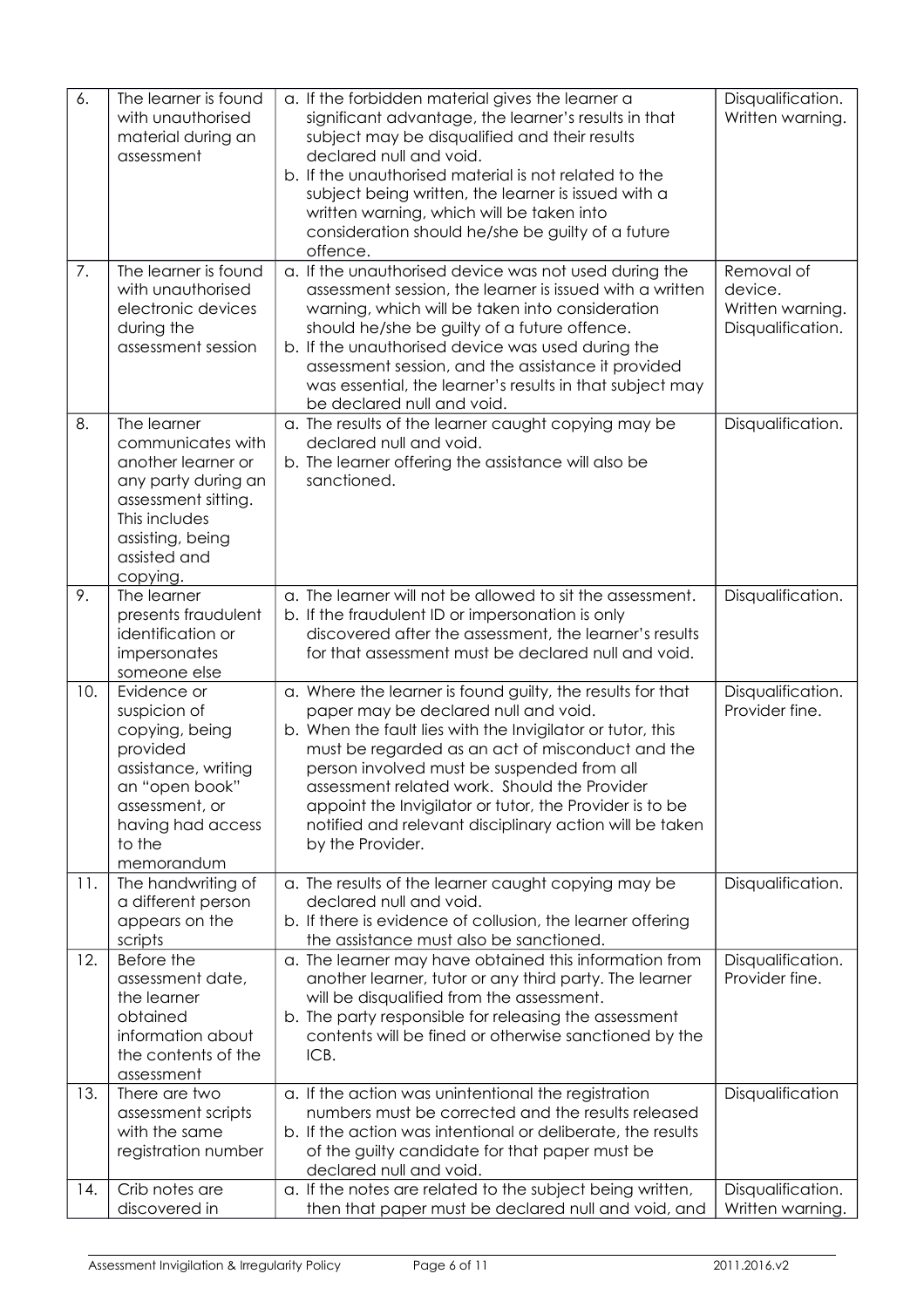| 6. | The learner is found with unauthorised material during an assessment | a. If the forbidden material gives the learner a significant advantage, the learner's results in that subject may be disqualified and their results declared null and void.<br>b. If the unauthorised material is not related to the subject being written, the learner is issued with a written warning, which will be taken into consideration should he/she be guilty of a future offence. | Disqualification.<br>Written warning. |
|---|---|---|---|
| 7. | The learner is found with unauthorised electronic devices during the assessment session | a. If the unauthorised device was not used during the assessment session, the learner is issued with a written warning, which will be taken into consideration should he/she be guilty of a future offence.<br>b. If the unauthorised device was used during the assessment session, and the assistance it provided was essential, the learner's results in that subject may be declared null and void. | Removal of device.<br>Written warning.<br>Disqualification. |
| 8. | The learner communicates with another learner or any party during an assessment sitting. This includes assisting, being assisted and copying. | a. The results of the learner caught copying may be declared null and void.<br>b. The learner offering the assistance will also be sanctioned. | Disqualification. |
| 9. | The learner presents fraudulent identification or impersonates someone else | a. The learner will not be allowed to sit the assessment.<br>b. If the fraudulent ID or impersonation is only discovered after the assessment, the learner's results for that assessment must be declared null and void. | Disqualification. |
| 10. | Evidence or suspicion of copying, being provided assistance, writing an "open book" assessment, or having had access to the memorandum | a. Where the learner is found guilty, the results for that paper may be declared null and void.<br>b. When the fault lies with the Invigilator or tutor, this must be regarded as an act of misconduct and the person involved must be suspended from all assessment related work. Should the Provider appoint the Invigilator or tutor, the Provider is to be notified and relevant disciplinary action will be taken by the Provider. | Disqualification.<br>Provider fine. |
| 11. | The handwriting of a different person appears on the scripts | a. The results of the learner caught copying may be declared null and void.<br>b. If there is evidence of collusion, the learner offering the assistance must also be sanctioned. | Disqualification. |
| 12. | Before the assessment date, the learner obtained information about the contents of the assessment | a. The learner may have obtained this information from another learner, tutor or any third party. The learner will be disqualified from the assessment.<br>b. The party responsible for releasing the assessment contents will be fined or otherwise sanctioned by the ICB. | Disqualification.<br>Provider fine. |
| 13. | There are two assessment scripts with the same registration number | a. If the action was unintentional the registration numbers must be corrected and the results released<br>b. If the action was intentional or deliberate, the results of the guilty candidate for that paper must be declared null and void. | Disqualification |
| 14. | Crib notes are discovered in | a. If the notes are related to the subject being written, then that paper must be declared null and void, and | Disqualification.<br>Written warning. |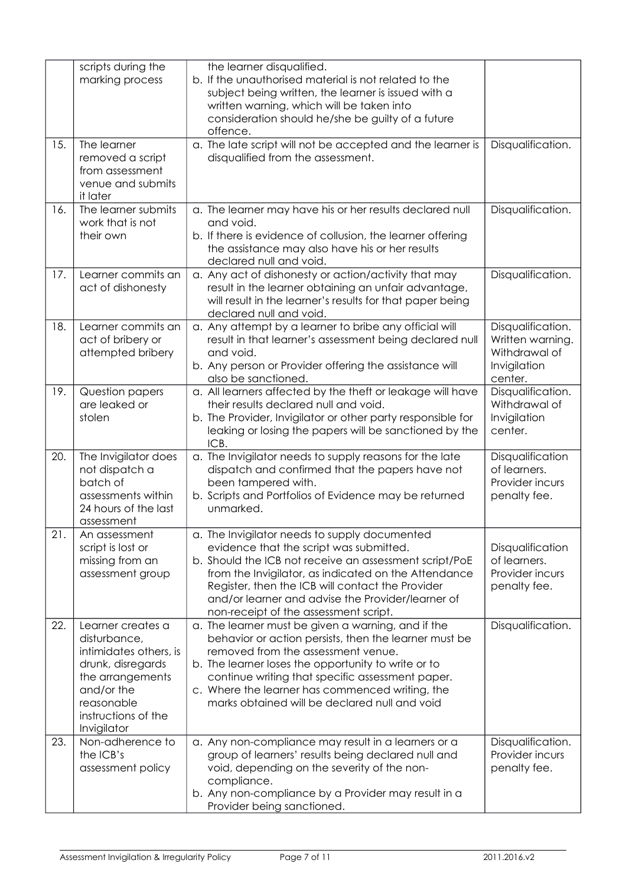| | | | |
|---|---|---|---|
| | scripts during the marking process | the learner disqualified.<br>b. If the unauthorised material is not related to the subject being written, the learner is issued with a written warning, which will be taken into consideration should he/she be guilty of a future offence. | |
| 15. | The learner removed a script from assessment venue and submits it later | a. The late script will not be accepted and the learner is disqualified from the assessment. | Disqualification. |
| 16. | The learner submits work that is not their own | a. The learner may have his or her results declared null and void.<br>b. If there is evidence of collusion, the learner offering the assistance may also have his or her results declared null and void. | Disqualification. |
| 17. | Learner commits an act of dishonesty | a. Any act of dishonesty or action/activity that may result in the learner obtaining an unfair advantage, will result in the learner's results for that paper being declared null and void. | Disqualification. |
| 18. | Learner commits an act of bribery or attempted bribery | a. Any attempt by a learner to bribe any official will result in that learner's assessment being declared null and void.<br>b. Any person or Provider offering the assistance will also be sanctioned. | Disqualification. Written warning. Withdrawal of Invigilation center. |
| 19. | Question papers are leaked or stolen | a. All learners affected by the theft or leakage will have their results declared null and void.<br>b. The Provider, Invigilator or other party responsible for leaking or losing the papers will be sanctioned by the ICB. | Disqualification. Withdrawal of Invigilation center. |
| 20. | The Invigilator does not dispatch a batch of assessments within 24 hours of the last assessment | a. The Invigilator needs to supply reasons for the late dispatch and confirmed that the papers have not been tampered with.<br>b. Scripts and Portfolios of Evidence may be returned unmarked. | Disqualification of learners. Provider incurs penalty fee. |
| 21. | An assessment script is lost or missing from an assessment group | a. The Invigilator needs to supply documented evidence that the script was submitted.<br>b. Should the ICB not receive an assessment script/PoE from the Invigilator, as indicated on the Attendance Register, then the ICB will contact the Provider and/or learner and advise the Provider/learner of non-receipt of the assessment script. | Disqualification of learners. Provider incurs penalty fee. |
| 22. | Learner creates a disturbance, intimidates others, is drunk, disregards the arrangements and/or the reasonable instructions of the Invigilator | a. The learner must be given a warning, and if the behavior or action persists, then the learner must be removed from the assessment venue.<br>b. The learner loses the opportunity to write or to continue writing that specific assessment paper.<br>c. Where the learner has commenced writing, the marks obtained will be declared null and void | Disqualification. |
| 23. | Non-adherence to the ICB's assessment policy | a. Any non-compliance may result in a learners or a group of learners' results being declared null and void, depending on the severity of the non-compliance.<br>b. Any non-compliance by a Provider may result in a Provider being sanctioned. | Disqualification. Provider incurs penalty fee. |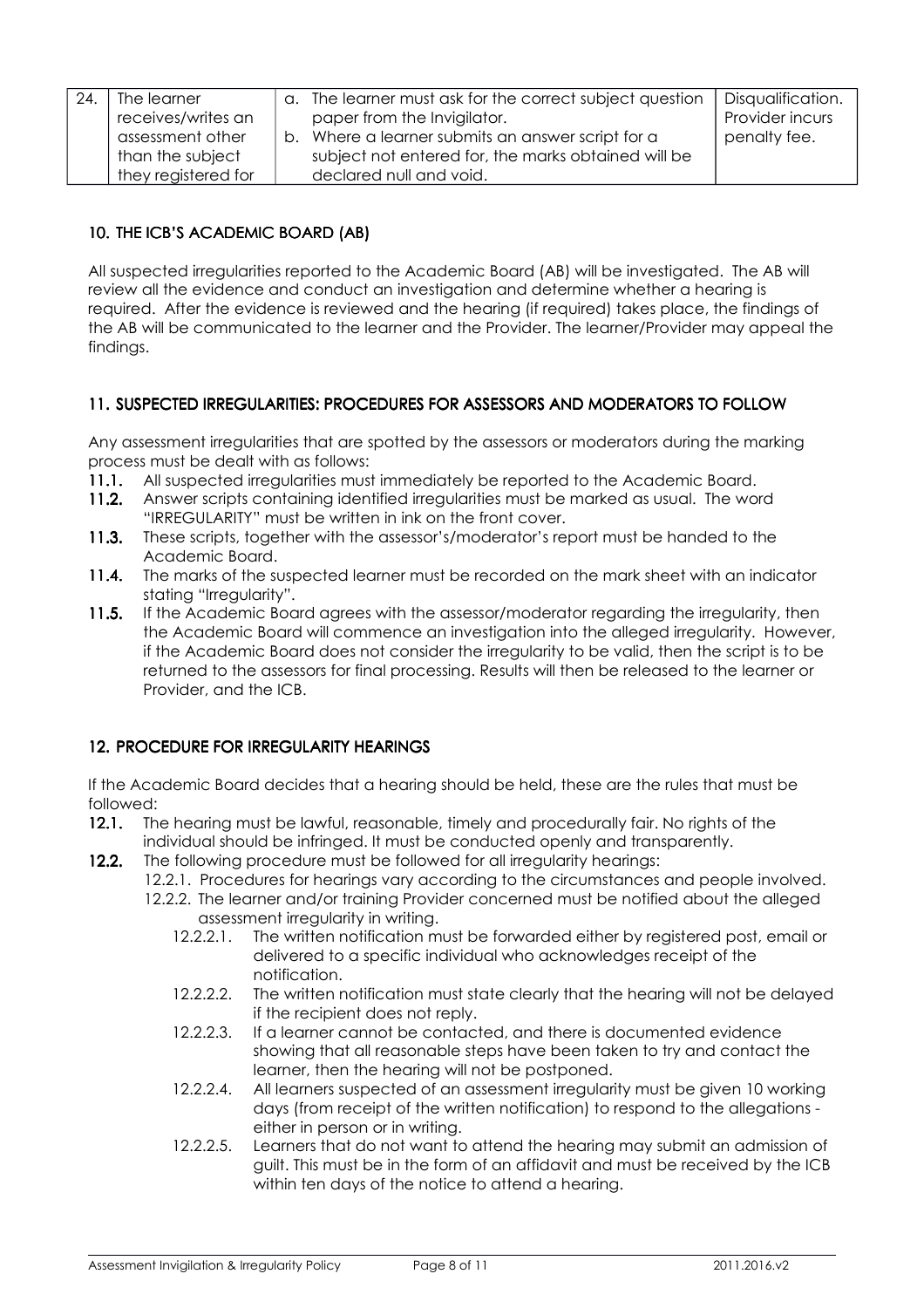| 24. | The learner receives/writes an assessment other than the subject they registered for | a. The learner must ask for the correct subject question paper from the Invigilator.<br>b. Where a learner submits an answer script for a subject not entered for, the marks obtained will be declared null and void. | Disqualification. Provider incurs penalty fee. |
|---|---|---|---|

## 10. THE ICB'S ACADEMIC BOARD (AB)

All suspected irregularities reported to the Academic Board (AB) will be investigated. The AB will review all the evidence and conduct an investigation and determine whether a hearing is required. After the evidence is reviewed and the hearing (if required) takes place, the findings of the AB will be communicated to the learner and the Provider. The learner/Provider may appeal the findings.

## 11. SUSPECTED IRREGULARITIES: PROCEDURES FOR ASSESSORS AND MODERATORS TO FOLLOW

Any assessment irregularities that are spotted by the assessors or moderators during the marking process must be dealt with as follows:

**11.1.** All suspected irregularities must immediately be reported to the Academic Board.

**11.2.** Answer scripts containing identified irregularities must be marked as usual. The word "IRREGULARITY" must be written in ink on the front cover.

**11.3.** These scripts, together with the assessor's/moderator's report must be handed to the Academic Board.

**11.4.** The marks of the suspected learner must be recorded on the mark sheet with an indicator stating "Irregularity".

**11.5.** If the Academic Board agrees with the assessor/moderator regarding the irregularity, then the Academic Board will commence an investigation into the alleged irregularity. However, if the Academic Board does not consider the irregularity to be valid, then the script is to be returned to the assessors for final processing. Results will then be released to the learner or Provider, and the ICB.

## 12. PROCEDURE FOR IRREGULARITY HEARINGS

If the Academic Board decides that a hearing should be held, these are the rules that must be followed:

**12.1.** The hearing must be lawful, reasonable, timely and procedurally fair. No rights of the individual should be infringed. It must be conducted openly and transparently.

**12.2.** The following procedure must be followed for all irregularity hearings:

- 12.2.1. Procedures for hearings vary according to the circumstances and people involved.
- 12.2.2. The learner and/or training Provider concerned must be notified about the alleged assessment irregularity in writing.
  - 12.2.2.1. The written notification must be forwarded either by registered post, email or delivered to a specific individual who acknowledges receipt of the notification.
  - 12.2.2.2. The written notification must state clearly that the hearing will not be delayed if the recipient does not reply.
  - 12.2.2.3. If a learner cannot be contacted, and there is documented evidence showing that all reasonable steps have been taken to try and contact the learner, then the hearing will not be postponed.
  - 12.2.2.4. All learners suspected of an assessment irregularity must be given 10 working days (from receipt of the written notification) to respond to the allegations - either in person or in writing.
  - 12.2.2.5. Learners that do not want to attend the hearing may submit an admission of guilt. This must be in the form of an affidavit and must be received by the ICB within ten days of the notice to attend a hearing.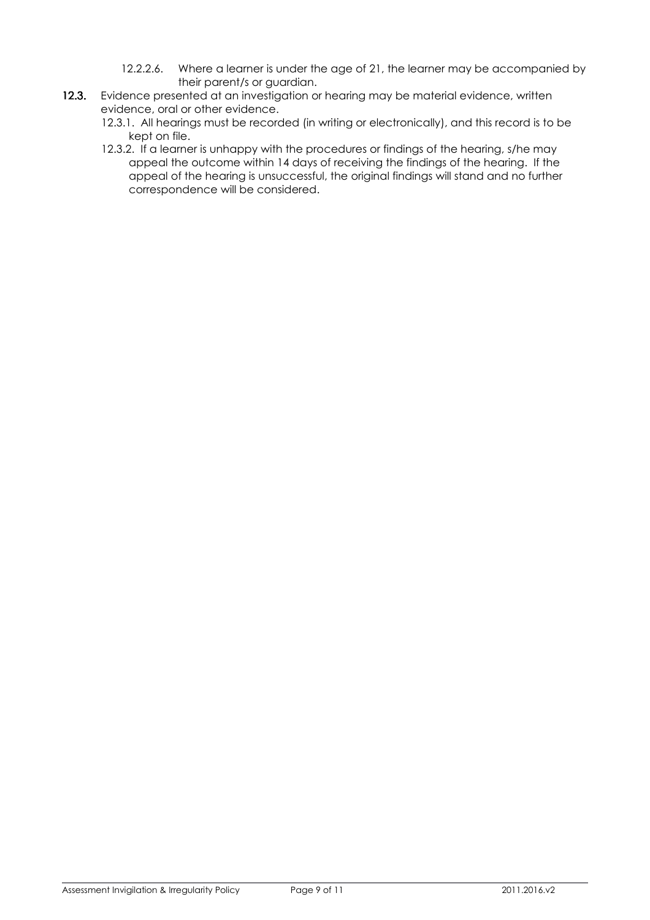12.2.2.6. Where a learner is under the age of 21, the learner may be accompanied by their parent/s or guardian.

**12.3.** Evidence presented at an investigation or hearing may be material evidence, written evidence, oral or other evidence.

12.3.1. All hearings must be recorded (in writing or electronically), and this record is to be kept on file.

12.3.2. If a learner is unhappy with the procedures or findings of the hearing, s/he may appeal the outcome within 14 days of receiving the findings of the hearing. If the appeal of the hearing is unsuccessful, the original findings will stand and no further correspondence will be considered.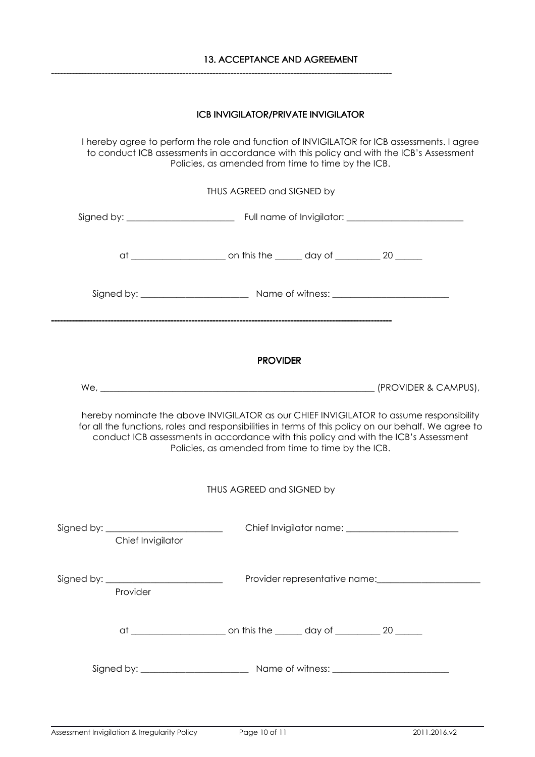## 13. ACCEPTANCE AND AGREEMENT

---

### ICB INVIGILATOR/PRIVATE INVIGILATOR

I hereby agree to perform the role and function of INVIGILATOR for ICB assessments. I agree to conduct ICB assessments in accordance with this policy and with the ICB's Assessment Policies, as amended from time to time by the ICB.

THUS AGREED and SIGNED by

Signed by: _______________________ Full name of Invigilator: _________________________

at ____________________ on this the ______ day of __________ 20 ______

Signed by: _______________________ Name of witness: _________________________

---

### PROVIDER

We, ______________________________________________________________ (PROVIDER & CAMPUS),

hereby nominate the above INVIGILATOR as our CHIEF INVIGILATOR to assume responsibility for all the functions, roles and responsibilities in terms of this policy on our behalf. We agree to conduct ICB assessments in accordance with this policy and with the ICB's Assessment Policies, as amended from time to time by the ICB.

THUS AGREED and SIGNED by

Signed by: _________________________ Chief Invigilator name: ________________________
Chief Invigilator

Signed by: _________________________ Provider representative name:______________________
Provider

at ____________________ on this the ______ day of __________ 20 ______

Signed by: _______________________ Name of witness: _________________________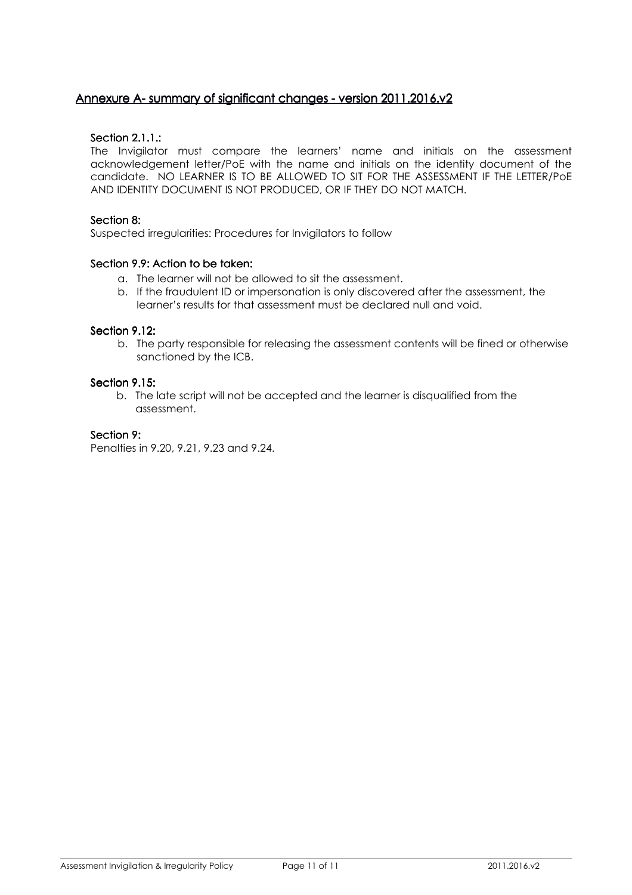## Annexure A- summary of significant changes - version 2011.2016.v2

### Section 2.1.1.:

The Invigilator must compare the learners' name and initials on the assessment acknowledgement letter/PoE with the name and initials on the identity document of the candidate. NO LEARNER IS TO BE ALLOWED TO SIT FOR THE ASSESSMENT IF THE LETTER/PoE AND IDENTITY DOCUMENT IS NOT PRODUCED, OR IF THEY DO NOT MATCH.

### Section 8:

Suspected irregularities: Procedures for Invigilators to follow

### Section 9.9: Action to be taken:

a. The learner will not be allowed to sit the assessment.
b. If the fraudulent ID or impersonation is only discovered after the assessment, the learner's results for that assessment must be declared null and void.

### Section 9.12:

b. The party responsible for releasing the assessment contents will be fined or otherwise sanctioned by the ICB.

### Section 9.15:

b. The late script will not be accepted and the learner is disqualified from the assessment.

### Section 9:

Penalties in 9.20, 9.21, 9.23 and 9.24.